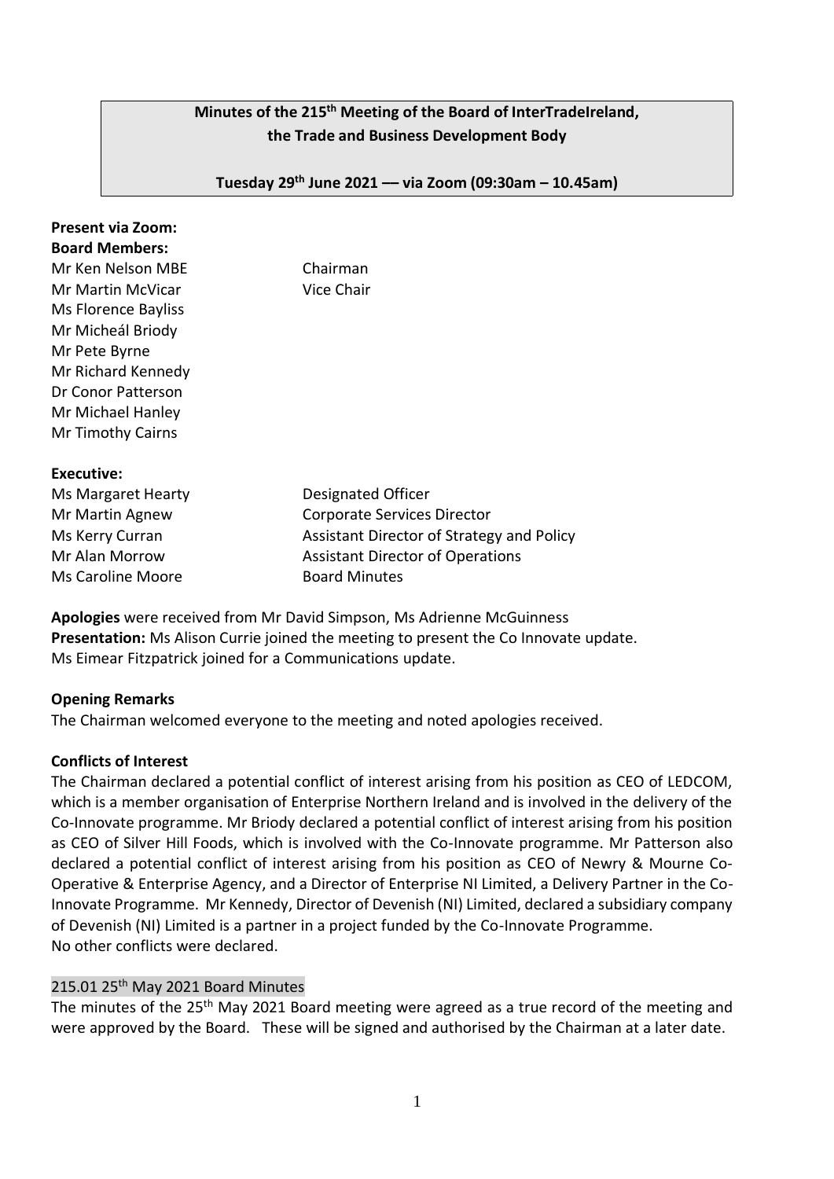**Minutes of the 215th Meeting of the Board of InterTradeIreland, the Trade and Business Development Body**

**Tuesday 29th June 2021 –– via Zoom (09:30am – 10.45am)**

**Present via Zoom:**

**Board Members:**

| | |
|---|---|
| Mr Ken Nelson MBE | Chairman |
| Mr Martin McVicar | Vice Chair |
| Ms Florence Bayliss | |
| Mr Micheál Briody | |
| Mr Pete Byrne | |
| Mr Richard Kennedy | |
| Dr Conor Patterson | |
| Mr Michael Hanley | |
| Mr Timothy Cairns | |

**Executive:**

| | |
|---|---|
| Ms Margaret Hearty | Designated Officer |
| Mr Martin Agnew | Corporate Services Director |
| Ms Kerry Curran | Assistant Director of Strategy and Policy |
| Mr Alan Morrow | Assistant Director of Operations |
| Ms Caroline Moore | Board Minutes |

**Apologies** were received from Mr David Simpson, Ms Adrienne McGuinness
**Presentation:** Ms Alison Currie joined the meeting to present the Co Innovate update. Ms Eimear Fitzpatrick joined for a Communications update.

**Opening Remarks**

The Chairman welcomed everyone to the meeting and noted apologies received.

**Conflicts of Interest**

The Chairman declared a potential conflict of interest arising from his position as CEO of LEDCOM, which is a member organisation of Enterprise Northern Ireland and is involved in the delivery of the Co-Innovate programme. Mr Briody declared a potential conflict of interest arising from his position as CEO of Silver Hill Foods, which is involved with the Co-Innovate programme. Mr Patterson also declared a potential conflict of interest arising from his position as CEO of Newry & Mourne Co-Operative & Enterprise Agency, and a Director of Enterprise NI Limited, a Delivery Partner in the Co-Innovate Programme. Mr Kennedy, Director of Devenish (NI) Limited, declared a subsidiary company of Devenish (NI) Limited is a partner in a project funded by the Co-Innovate Programme.
No other conflicts were declared.

### 215.01 25th May 2021 Board Minutes

The minutes of the 25th May 2021 Board meeting were agreed as a true record of the meeting and were approved by the Board. These will be signed and authorised by the Chairman at a later date.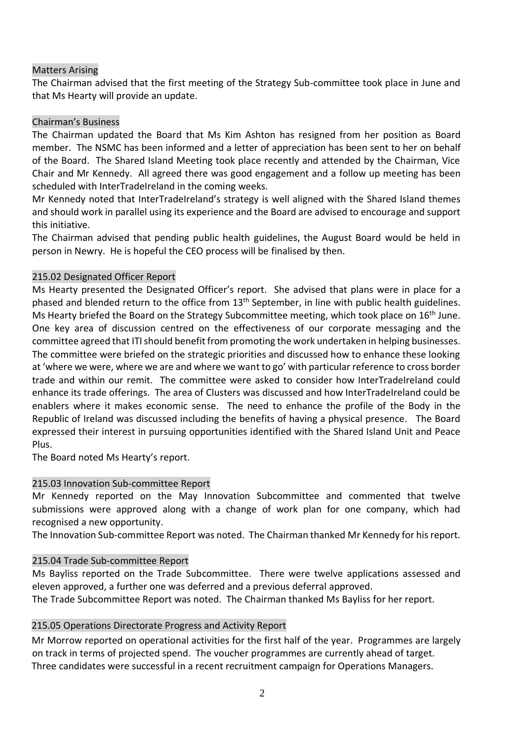## Matters Arising

The Chairman advised that the first meeting of the Strategy Sub-committee took place in June and that Ms Hearty will provide an update.

## Chairman's Business

The Chairman updated the Board that Ms Kim Ashton has resigned from her position as Board member. The NSMC has been informed and a letter of appreciation has been sent to her on behalf of the Board. The Shared Island Meeting took place recently and attended by the Chairman, Vice Chair and Mr Kennedy. All agreed there was good engagement and a follow up meeting has been scheduled with InterTradeIreland in the coming weeks.

Mr Kennedy noted that InterTradeIreland's strategy is well aligned with the Shared Island themes and should work in parallel using its experience and the Board are advised to encourage and support this initiative.

The Chairman advised that pending public health guidelines, the August Board would be held in person in Newry. He is hopeful the CEO process will be finalised by then.

## 215.02 Designated Officer Report

Ms Hearty presented the Designated Officer's report. She advised that plans were in place for a phased and blended return to the office from 13th September, in line with public health guidelines. Ms Hearty briefed the Board on the Strategy Subcommittee meeting, which took place on 16th June. One key area of discussion centred on the effectiveness of our corporate messaging and the committee agreed that ITI should benefit from promoting the work undertaken in helping businesses. The committee were briefed on the strategic priorities and discussed how to enhance these looking at 'where we were, where we are and where we want to go' with particular reference to cross border trade and within our remit. The committee were asked to consider how InterTradeIreland could enhance its trade offerings. The area of Clusters was discussed and how InterTradeIreland could be enablers where it makes economic sense. The need to enhance the profile of the Body in the Republic of Ireland was discussed including the benefits of having a physical presence. The Board expressed their interest in pursuing opportunities identified with the Shared Island Unit and Peace Plus.

The Board noted Ms Hearty's report.

## 215.03 Innovation Sub-committee Report

Mr Kennedy reported on the May Innovation Subcommittee and commented that twelve submissions were approved along with a change of work plan for one company, which had recognised a new opportunity.

The Innovation Sub-committee Report was noted. The Chairman thanked Mr Kennedy for his report.

## 215.04 Trade Sub-committee Report

Ms Bayliss reported on the Trade Subcommittee. There were twelve applications assessed and eleven approved, a further one was deferred and a previous deferral approved.

The Trade Subcommittee Report was noted. The Chairman thanked Ms Bayliss for her report.

## 215.05 Operations Directorate Progress and Activity Report

Mr Morrow reported on operational activities for the first half of the year. Programmes are largely on track in terms of projected spend. The voucher programmes are currently ahead of target. Three candidates were successful in a recent recruitment campaign for Operations Managers.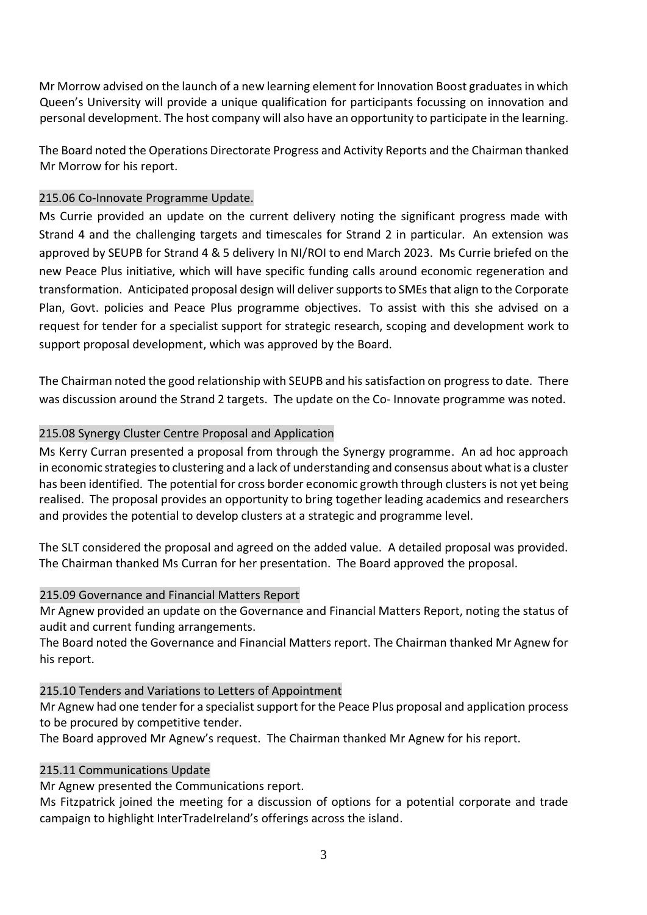Mr Morrow advised on the launch of a new learning element for Innovation Boost graduates in which Queen's University will provide a unique qualification for participants focussing on innovation and personal development. The host company will also have an opportunity to participate in the learning.

The Board noted the Operations Directorate Progress and Activity Reports and the Chairman thanked Mr Morrow for his report.

### 215.06 Co-Innovate Programme Update.

Ms Currie provided an update on the current delivery noting the significant progress made with Strand 4 and the challenging targets and timescales for Strand 2 in particular. An extension was approved by SEUPB for Strand 4 & 5 delivery In NI/ROI to end March 2023. Ms Currie briefed on the new Peace Plus initiative, which will have specific funding calls around economic regeneration and transformation. Anticipated proposal design will deliver supports to SMEs that align to the Corporate Plan, Govt. policies and Peace Plus programme objectives. To assist with this she advised on a request for tender for a specialist support for strategic research, scoping and development work to support proposal development, which was approved by the Board.

The Chairman noted the good relationship with SEUPB and his satisfaction on progress to date. There was discussion around the Strand 2 targets. The update on the Co- Innovate programme was noted.

### 215.08 Synergy Cluster Centre Proposal and Application

Ms Kerry Curran presented a proposal from through the Synergy programme. An ad hoc approach in economic strategies to clustering and a lack of understanding and consensus about what is a cluster has been identified. The potential for cross border economic growth through clusters is not yet being realised. The proposal provides an opportunity to bring together leading academics and researchers and provides the potential to develop clusters at a strategic and programme level.

The SLT considered the proposal and agreed on the added value. A detailed proposal was provided. The Chairman thanked Ms Curran for her presentation. The Board approved the proposal.

### 215.09 Governance and Financial Matters Report

Mr Agnew provided an update on the Governance and Financial Matters Report, noting the status of audit and current funding arrangements.

The Board noted the Governance and Financial Matters report. The Chairman thanked Mr Agnew for his report.

### 215.10 Tenders and Variations to Letters of Appointment

Mr Agnew had one tender for a specialist support for the Peace Plus proposal and application process to be procured by competitive tender.

The Board approved Mr Agnew's request. The Chairman thanked Mr Agnew for his report.

### 215.11 Communications Update

Mr Agnew presented the Communications report.

Ms Fitzpatrick joined the meeting for a discussion of options for a potential corporate and trade campaign to highlight InterTradeIreland's offerings across the island.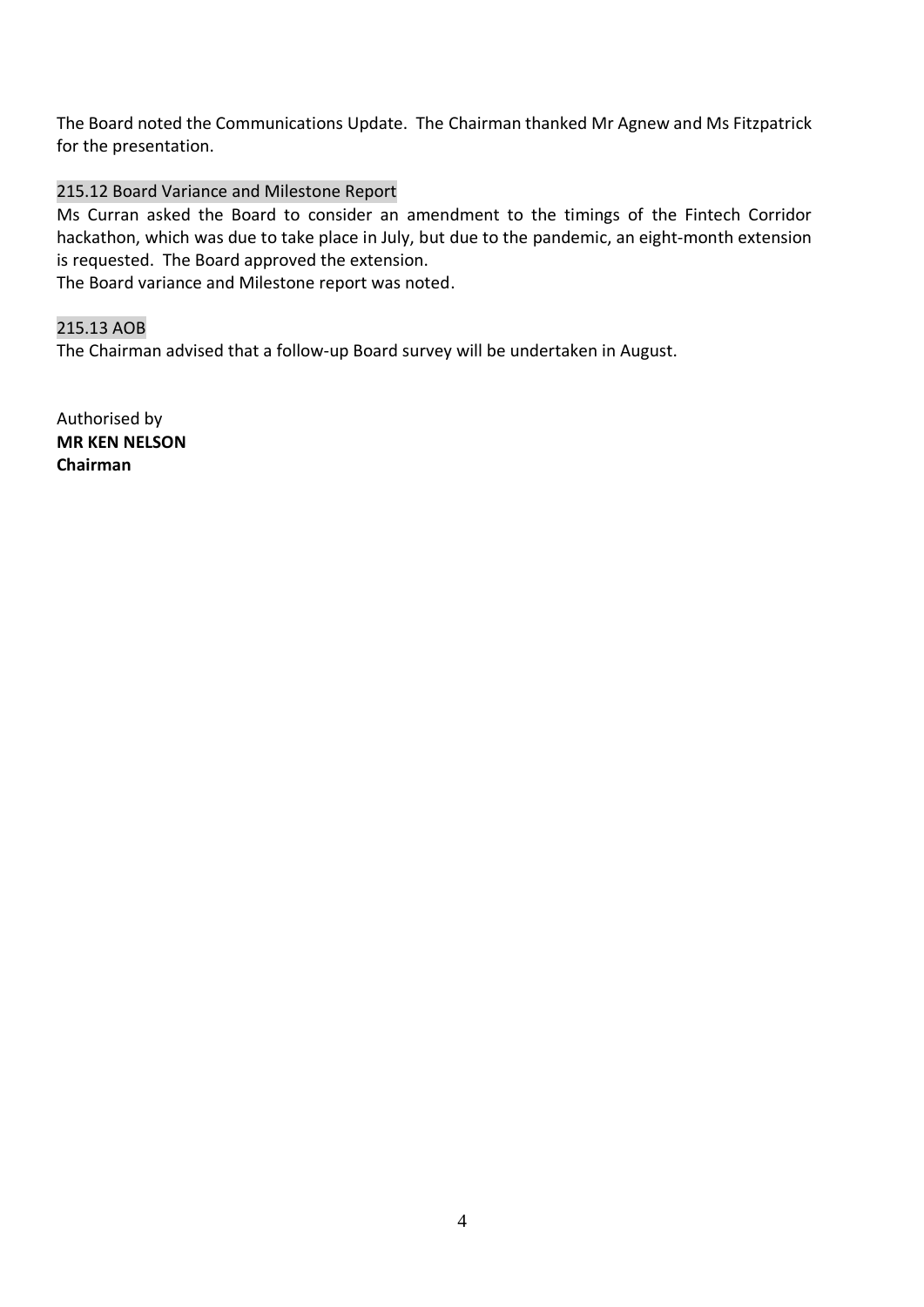The Board noted the Communications Update. The Chairman thanked Mr Agnew and Ms Fitzpatrick for the presentation.

### 215.12 Board Variance and Milestone Report

Ms Curran asked the Board to consider an amendment to the timings of the Fintech Corridor hackathon, which was due to take place in July, but due to the pandemic, an eight-month extension is requested. The Board approved the extension.
The Board variance and Milestone report was noted.

### 215.13 AOB

The Chairman advised that a follow-up Board survey will be undertaken in August.

Authorised by
**MR KEN NELSON**
**Chairman**